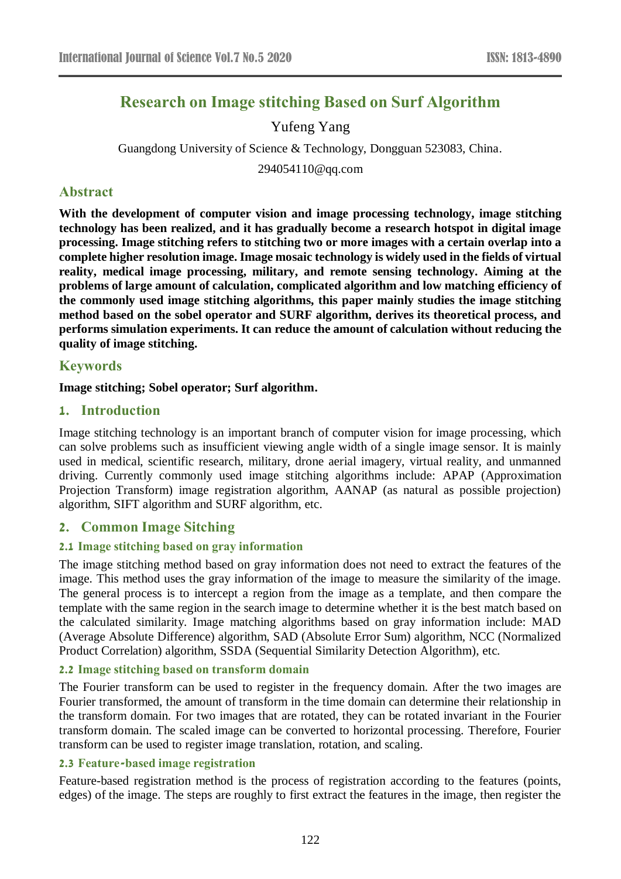# Research on Image stitching Based on Surf Algorithm

Yufeng Yang

Guangdong University of Science & Technology, Dongguan 523083, China.

294054110@qq.com

## Abstract

**With the development of computer vision and image processing technology, image stitching technology has been realized, and it has gradually become a research hotspot in digital image processing. Image stitching refers to stitching two or more images with a certain overlap into a complete higher resolution image. Image mosaic technology is widely used in the fields of virtual reality, medical image processing, military, and remote sensing technology. Aiming at the problems of large amount of calculation, complicated algorithm and low matching efficiency of the commonly used image stitching algorithms, this paper mainly studies the image stitching method based on the sobel operator and SURF algorithm, derives its theoretical process, and performs simulation experiments. It can reduce the amount of calculation without reducing the quality of image stitching.**

## Keywords

**Image stitching; Sobel operator; Surf algorithm.**

## 1. Introduction

Image stitching technology is an important branch of computer vision for image processing, which can solve problems such as insufficient viewing angle width of a single image sensor. It is mainly used in medical, scientific research, military, drone aerial imagery, virtual reality, and unmanned driving. Currently commonly used image stitching algorithms include: APAP (Approximation Projection Transform) image registration algorithm, AANAP (as natural as possible projection) algorithm, SIFT algorithm and SURF algorithm, etc.

## 2. Common Image Sitching

### 2.1 Image stitching based on gray information

The image stitching method based on gray information does not need to extract the features of the image. This method uses the gray information of the image to measure the similarity of the image. The general process is to intercept a region from the image as a template, and then compare the template with the same region in the search image to determine whether it is the best match based on the calculated similarity. Image matching algorithms based on gray information include: MAD (Average Absolute Difference) algorithm, SAD (Absolute Error Sum) algorithm, NCC (Normalized Product Correlation) algorithm, SSDA (Sequential Similarity Detection Algorithm), etc.

### 2.2 Image stitching based on transform domain

The Fourier transform can be used to register in the frequency domain. After the two images are Fourier transformed, the amount of transform in the time domain can determine their relationship in the transform domain. For two images that are rotated, they can be rotated invariant in the Fourier transform domain. The scaled image can be converted to horizontal processing. Therefore, Fourier transform can be used to register image translation, rotation, and scaling.

### 2.3 Feature-based image registration

Feature-based registration method is the process of registration according to the features (points, edges) of the image. The steps are roughly to first extract the features in the image, then register the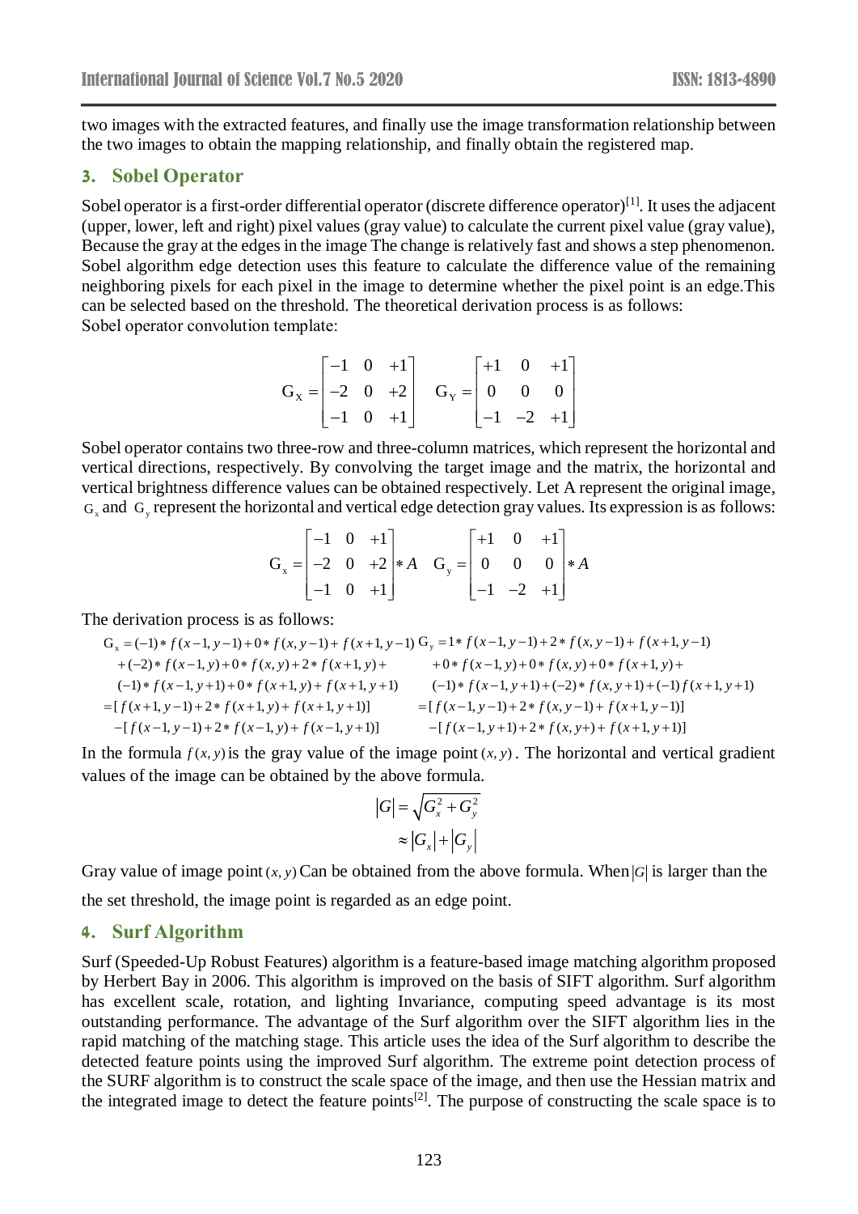two images with the extracted features, and finally use the image transformation relationship between the two images to obtain the mapping relationship, and finally obtain the registered map.

## 3. Sobel Operator

Sobel operator is a first-order differential operator (discrete difference operator)[1]. It uses the adjacent (upper, lower, left and right) pixel values (gray value) to calculate the current pixel value (gray value), Because the gray at the edges in the image The change is relatively fast and shows a step phenomenon. Sobel algorithm edge detection uses this feature to calculate the difference value of the remaining neighboring pixels for each pixel in the image to determine whether the pixel point is an edge.This can be selected based on the threshold. The theoretical derivation process is as follows:
Sobel operator convolution template:

$$G_X = \begin{bmatrix} -1 & 0 & +1 \\ -2 & 0 & +2 \\ -1 & 0 & +1 \end{bmatrix} \quad G_Y = \begin{bmatrix} +1 & 0 & +1 \\ 0 & 0 & 0 \\ -1 & -2 & +1 \end{bmatrix}$$

Sobel operator contains two three-row and three-column matrices, which represent the horizontal and vertical directions, respectively. By convolving the target image and the matrix, the horizontal and vertical brightness difference values can be obtained respectively. Let A represent the original image, $G_x$ and $G_y$ represent the horizontal and vertical edge detection gray values. Its expression is as follows:

$$G_x = \begin{bmatrix} -1 & 0 & +1 \\ -2 & 0 & +2 \\ -1 & 0 & +1 \end{bmatrix} * A \quad G_y = \begin{bmatrix} +1 & 0 & +1 \\ 0 & 0 & 0 \\ -1 & -2 & +1 \end{bmatrix} * A$$

The derivation process is as follows:

$$\begin{aligned} G_x &= (-1)*f(x-1,y-1)+0*f(x,y-1)+f(x+1,y-1) \\ &\quad +(-2)*f(x-1,y)+0*f(x,y)+2*f(x+1,y)+ \\ &\quad (-1)*f(x-1,y+1)+0*f(x+1,y)+f(x+1,y+1) \\ &= [f(x+1,y-1)+2*f(x+1,y)+f(x+1,y+1)] \\ &\quad -[f(x-1,y-1)+2*f(x-1,y)+f(x-1,y+1)] \end{aligned}$$

$$\begin{aligned} G_y &= 1*f(x-1,y-1)+2*f(x,y-1)+f(x+1,y-1) \\ &\quad +0*f(x-1,y)+0*f(x,y)+0*f(x+1,y)+ \\ &\quad (-1)*f(x-1,y+1)+(-2)*f(x,y+1)+(-1)f(x+1,y+1) \\ &= [f(x-1,y-1)+2*f(x,y-1)+f(x+1,y-1)] \\ &\quad -[f(x-1,y+1)+2*f(x,y+)+f(x+1,y+1)] \end{aligned}$$

In the formula $f(x,y)$ is the gray value of the image point $(x,y)$. The horizontal and vertical gradient values of the image can be obtained by the above formula.

$$\begin{aligned} |G| &= \sqrt{G_x^2 + G_y^2} \\ &\approx |G_x| + |G_y| \end{aligned}$$

Gray value of image point $(x,y)$ Can be obtained from the above formula. When $|G|$ is larger than the the set threshold, the image point is regarded as an edge point.

## 4. Surf Algorithm

Surf (Speeded-Up Robust Features) algorithm is a feature-based image matching algorithm proposed by Herbert Bay in 2006. This algorithm is improved on the basis of SIFT algorithm. Surf algorithm has excellent scale, rotation, and lighting Invariance, computing speed advantage is its most outstanding performance. The advantage of the Surf algorithm over the SIFT algorithm lies in the rapid matching of the matching stage. This article uses the idea of the Surf algorithm to describe the detected feature points using the improved Surf algorithm. The extreme point detection process of the SURF algorithm is to construct the scale space of the image, and then use the Hessian matrix and the integrated image to detect the feature points[2]. The purpose of constructing the scale space is to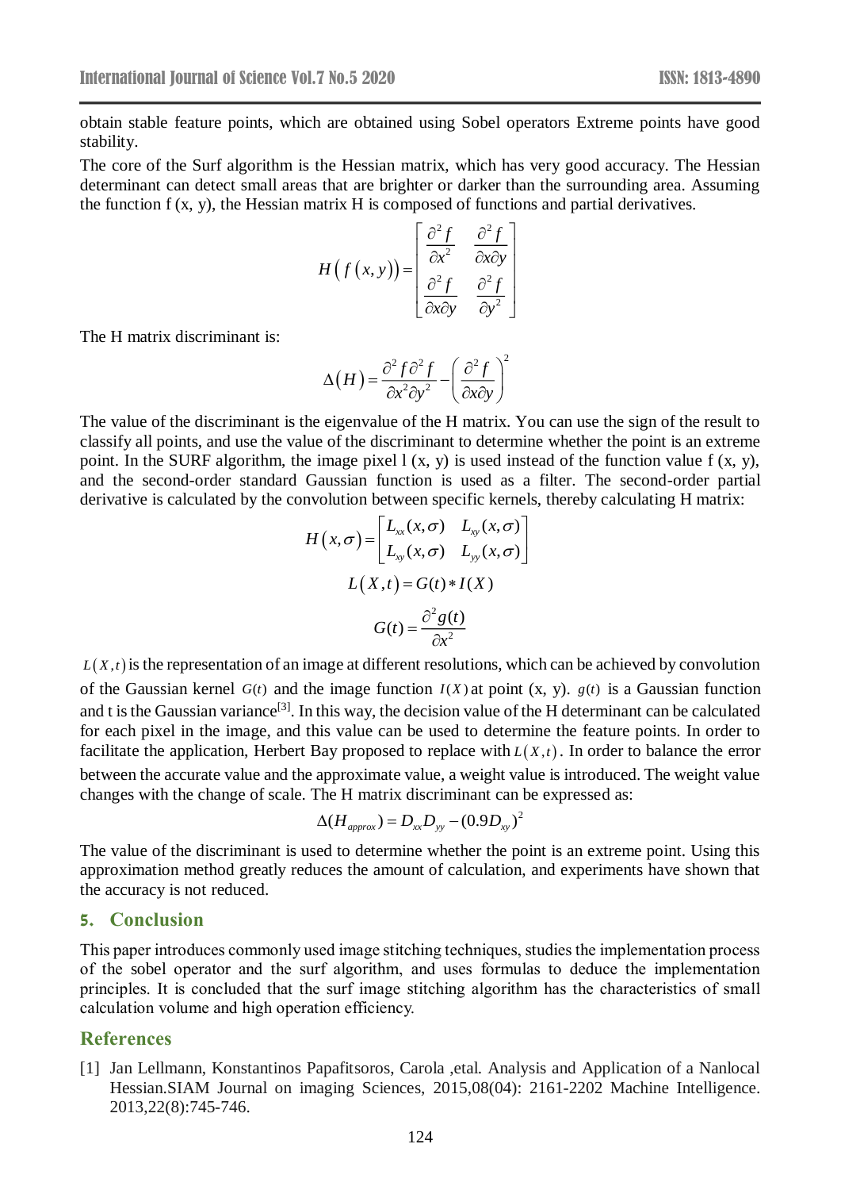obtain stable feature points, which are obtained using Sobel operators Extreme points have good stability.

The core of the Surf algorithm is the Hessian matrix, which has very good accuracy. The Hessian determinant can detect small areas that are brighter or darker than the surrounding area. Assuming the function f (x, y), the Hessian matrix H is composed of functions and partial derivatives.

$$H\left(f\left(x,y\right)\right)=\begin{bmatrix}\dfrac{\partial^2 f}{\partial x^2} & \dfrac{\partial^2 f}{\partial x\partial y}\\ \dfrac{\partial^2 f}{\partial x\partial y} & \dfrac{\partial^2 f}{\partial y^2}\end{bmatrix}$$

The H matrix discriminant is:

$$\Delta\left(H\right)=\frac{\partial^2 f\,\partial^2 f}{\partial x^2\partial y^2}-\left(\frac{\partial^2 f}{\partial x\partial y}\right)^2$$

The value of the discriminant is the eigenvalue of the H matrix. You can use the sign of the result to classify all points, and use the value of the discriminant to determine whether the point is an extreme point. In the SURF algorithm, the image pixel l (x, y) is used instead of the function value f (x, y), and the second-order standard Gaussian function is used as a filter. The second-order partial derivative is calculated by the convolution between specific kernels, thereby calculating H matrix:

$$H\left(x,\sigma\right)=\begin{bmatrix}L_{xx}(x,\sigma) & L_{xy}(x,\sigma)\\ L_{xy}(x,\sigma) & L_{yy}(x,\sigma)\end{bmatrix}$$

$$L\left(X,t\right)=G(t)*I(X)$$

$$G(t)=\frac{\partial^2 g(t)}{\partial x^2}$$

$L(X,t)$ is the representation of an image at different resolutions, which can be achieved by convolution of the Gaussian kernel $G(t)$ and the image function $I(X)$ at point (x, y). $g(t)$ is a Gaussian function and t is the Gaussian variance[3]. In this way, the decision value of the H determinant can be calculated for each pixel in the image, and this value can be used to determine the feature points. In order to facilitate the application, Herbert Bay proposed to replace with $L(X,t)$. In order to balance the error between the accurate value and the approximate value, a weight value is introduced. The weight value changes with the change of scale. The H matrix discriminant can be expressed as:

$$\Delta(H_{approx})=D_{xx}D_{yy}-(0.9D_{xy})^2$$

The value of the discriminant is used to determine whether the point is an extreme point. Using this approximation method greatly reduces the amount of calculation, and experiments have shown that the accuracy is not reduced.

## 5. Conclusion

This paper introduces commonly used image stitching techniques, studies the implementation process of the sobel operator and the surf algorithm, and uses formulas to deduce the implementation principles. It is concluded that the surf image stitching algorithm has the characteristics of small calculation volume and high operation efficiency.

## References

[1] Jan Lellmann, Konstantinos Papafitsoros, Carola ,etal. Analysis and Application of a Nanlocal Hessian.SIAM Journal on imaging Sciences, 2015,08(04): 2161-2202 Machine Intelligence. 2013,22(8):745-746.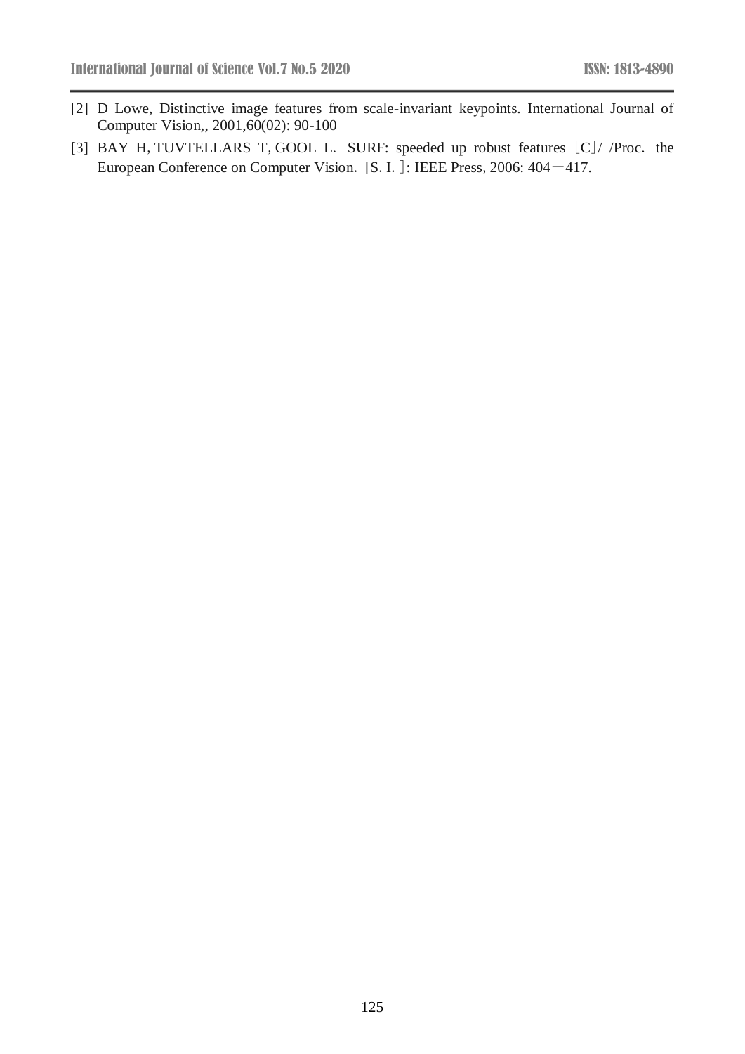[2] D Lowe, Distinctive image features from scale-invariant keypoints. International Journal of Computer Vision,, 2001,60(02): 90-100

[3] BAY H, TUVTELLARS T, GOOL L. SURF: speeded up robust features［C］/ /Proc. the European Conference on Computer Vision.［S. I. ］: IEEE Press, 2006: 404－417.